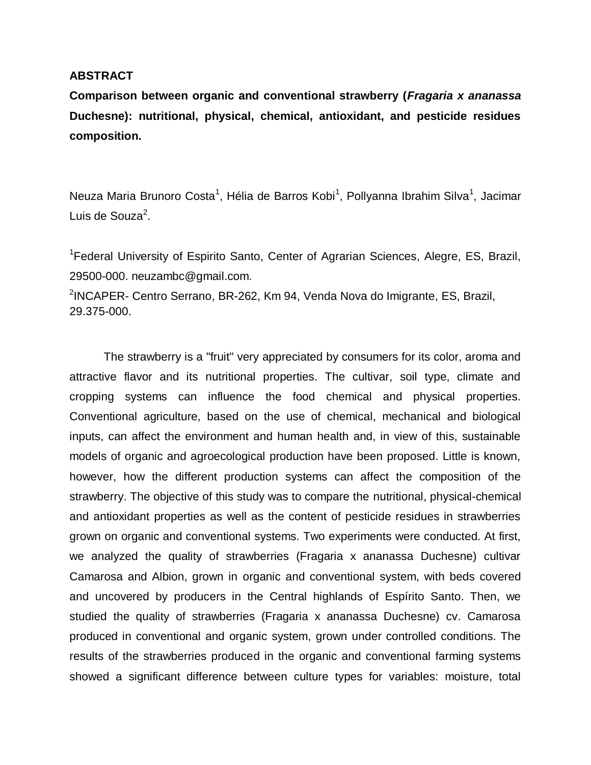**ABSTRACT**

**Comparison between organic and conventional strawberry (*Fragaria x ananassa* Duchesne): nutritional, physical, chemical, antioxidant, and pesticide residues composition.**

Neuza Maria Brunoro Costa[1], Hélia de Barros Kobi[1], Pollyanna Ibrahim Silva[1], Jacimar Luis de Souza[2].

[1]Federal University of Espirito Santo, Center of Agrarian Sciences, Alegre, ES, Brazil, 29500-000. neuzambc@gmail.com.

[2]INCAPER- Centro Serrano, BR-262, Km 94, Venda Nova do Imigrante, ES, Brazil, 29.375-000.

The strawberry is a "fruit" very appreciated by consumers for its color, aroma and attractive flavor and its nutritional properties. The cultivar, soil type, climate and cropping systems can influence the food chemical and physical properties. Conventional agriculture, based on the use of chemical, mechanical and biological inputs, can affect the environment and human health and, in view of this, sustainable models of organic and agroecological production have been proposed. Little is known, however, how the different production systems can affect the composition of the strawberry. The objective of this study was to compare the nutritional, physical-chemical and antioxidant properties as well as the content of pesticide residues in strawberries grown on organic and conventional systems. Two experiments were conducted. At first, we analyzed the quality of strawberries (Fragaria x ananassa Duchesne) cultivar Camarosa and Albion, grown in organic and conventional system, with beds covered and uncovered by producers in the Central highlands of Espírito Santo. Then, we studied the quality of strawberries (Fragaria x ananassa Duchesne) cv. Camarosa produced in conventional and organic system, grown under controlled conditions. The results of the strawberries produced in the organic and conventional farming systems showed a significant difference between culture types for variables: moisture, total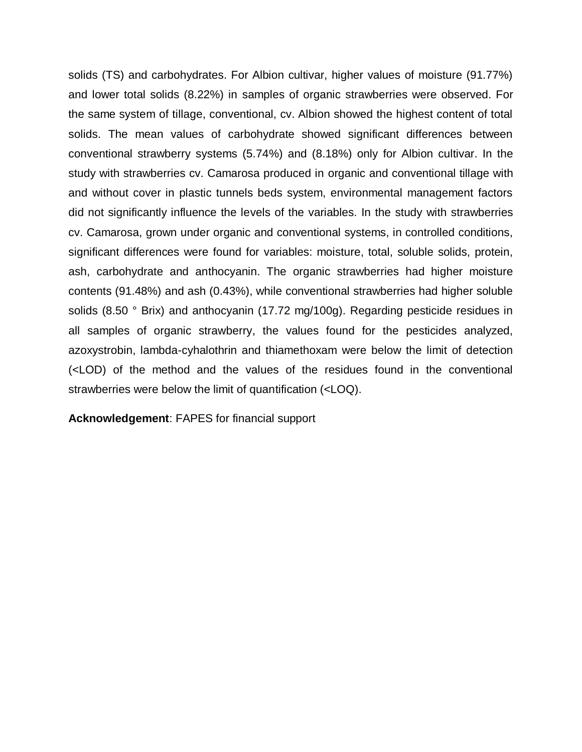solids (TS) and carbohydrates. For Albion cultivar, higher values of moisture (91.77%) and lower total solids (8.22%) in samples of organic strawberries were observed. For the same system of tillage, conventional, cv. Albion showed the highest content of total solids. The mean values of carbohydrate showed significant differences between conventional strawberry systems (5.74%) and (8.18%) only for Albion cultivar. In the study with strawberries cv. Camarosa produced in organic and conventional tillage with and without cover in plastic tunnels beds system, environmental management factors did not significantly influence the levels of the variables. In the study with strawberries cv. Camarosa, grown under organic and conventional systems, in controlled conditions, significant differences were found for variables: moisture, total, soluble solids, protein, ash, carbohydrate and anthocyanin. The organic strawberries had higher moisture contents (91.48%) and ash (0.43%), while conventional strawberries had higher soluble solids (8.50 ° Brix) and anthocyanin (17.72 mg/100g). Regarding pesticide residues in all samples of organic strawberry, the values found for the pesticides analyzed, azoxystrobin, lambda-cyhalothrin and thiamethoxam were below the limit of detection (<LOD) of the method and the values of the residues found in the conventional strawberries were below the limit of quantification (<LOQ).

**Acknowledgement**: FAPES for financial support